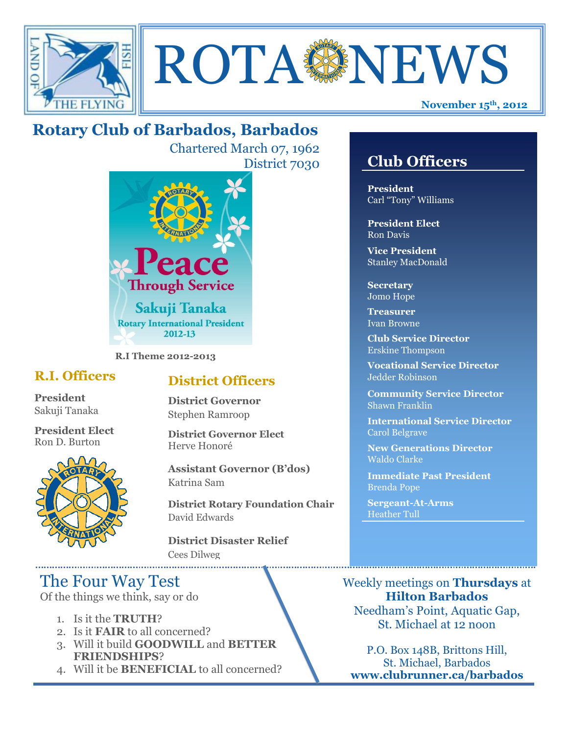# ROTA NEWS

**November 15th, 2012**

## Rotary Club of Barbados, Barbados

Chartered March 07, 1962
District 7030

Peace Through Service
Sakuji Tanaka
Rotary International President
2012-13

**R.I Theme 2012-2013**

## R.I. Officers

**President**
Sakuji Tanaka

**President Elect**
Ron D. Burton

## District Officers

**District Governor**
Stephen Ramroop

**District Governor Elect**
Herve Honoré

**Assistant Governor (B'dos)**
Katrina Sam

**District Rotary Foundation Chair**
David Edwards

**District Disaster Relief**
Cees Dilweg

## Club Officers

**President**
Carl "Tony" Williams

**President Elect**
Ron Davis

**Vice President**
Stanley MacDonald

**Secretary**
Jomo Hope

**Treasurer**
Ivan Browne

**Club Service Director**
Erskine Thompson

**Vocational Service Director**
Jedder Robinson

**Community Service Director**
Shawn Franklin

**International Service Director**
Carol Belgrave

**New Generations Director**
Waldo Clarke

**Immediate Past President**
Brenda Pope

**Sergeant-At-Arms**
Heather Tull

## The Four Way Test

Of the things we think, say or do

1. Is it the **TRUTH**?
2. Is it **FAIR** to all concerned?
3. Will it build **GOODWILL** and **BETTER FRIENDSHIPS**?
4. Will it be **BENEFICIAL** to all concerned?

Weekly meetings on **Thursdays** at **Hilton Barbados**
Needham's Point, Aquatic Gap, St. Michael at 12 noon

P.O. Box 148B, Brittons Hill, St. Michael, Barbados
**www.clubrunner.ca/barbados**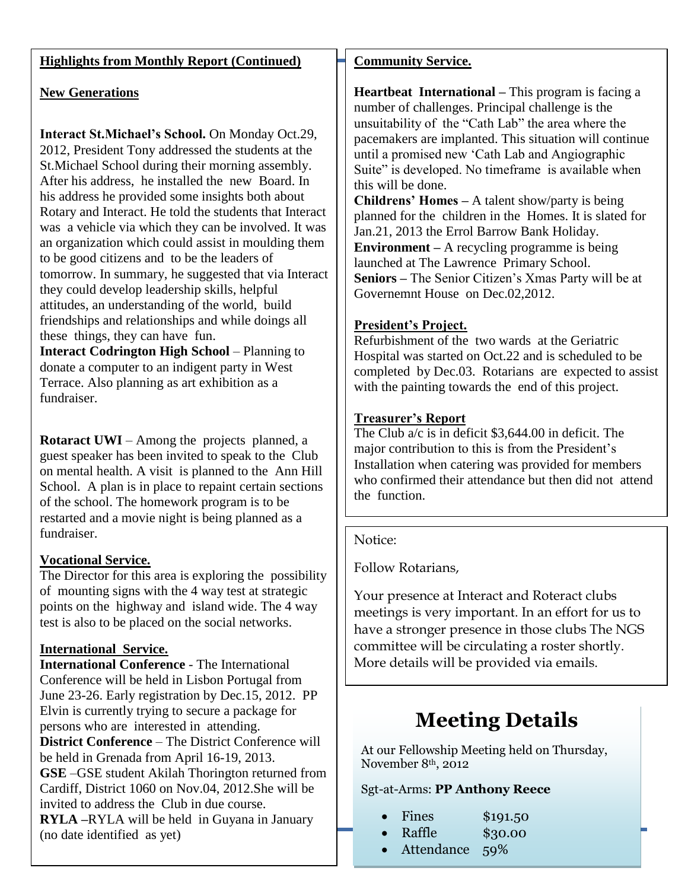## Highlights from Monthly Report (Continued)

### New Generations

**Interact St.Michael's School.** On Monday Oct.29, 2012, President Tony addressed the students at the St.Michael School during their morning assembly. After his address, he installed the new Board. In his address he provided some insights both about Rotary and Interact. He told the students that Interact was a vehicle via which they can be involved. It was an organization which could assist in moulding them to be good citizens and to be the leaders of tomorrow. In summary, he suggested that via Interact they could develop leadership skills, helpful attitudes, an understanding of the world, build friendships and relationships and while doings all these things, they can have fun.

**Interact Codrington High School** – Planning to donate a computer to an indigent party in West Terrace. Also planning as art exhibition as a fundraiser.

**Rotaract UWI** – Among the projects planned, a guest speaker has been invited to speak to the Club on mental health. A visit is planned to the Ann Hill School. A plan is in place to repaint certain sections of the school. The homework program is to be restarted and a movie night is being planned as a fundraiser.

### Vocational Service.

The Director for this area is exploring the possibility of mounting signs with the 4 way test at strategic points on the highway and island wide. The 4 way test is also to be placed on the social networks.

### International Service.

**International Conference** - The International Conference will be held in Lisbon Portugal from June 23-26. Early registration by Dec.15, 2012. PP Elvin is currently trying to secure a package for persons who are interested in attending.

**District Conference** – The District Conference will be held in Grenada from April 16-19, 2013.

**GSE** –GSE student Akilah Thorington returned from Cardiff, District 1060 on Nov.04, 2012.She will be invited to address the Club in due course.

**RYLA** –RYLA will be held in Guyana in January (no date identified as yet)

### Community Service.

**Heartbeat International** – This program is facing a number of challenges. Principal challenge is the unsuitability of the "Cath Lab" the area where the pacemakers are implanted. This situation will continue until a promised new 'Cath Lab and Angiographic Suite" is developed. No timeframe is available when this will be done.

**Childrens' Homes** – A talent show/party is being planned for the children in the Homes. It is slated for Jan.21, 2013 the Errol Barrow Bank Holiday.

**Environment** – A recycling programme is being launched at The Lawrence Primary School.

**Seniors** – The Senior Citizen's Xmas Party will be at Governemnt House on Dec.02,2012.

### President's Project.

Refurbishment of the two wards at the Geriatric Hospital was started on Oct.22 and is scheduled to be completed by Dec.03. Rotarians are expected to assist with the painting towards the end of this project.

### Treasurer's Report

The Club a/c is in deficit $3,644.00 in deficit. The major contribution to this is from the President's Installation when catering was provided for members who confirmed their attendance but then did not attend the function.

Notice:

Follow Rotarians,

Your presence at Interact and Roteract clubs meetings is very important. In an effort for us to have a stronger presence in those clubs The NGS committee will be circulating a roster shortly. More details will be provided via emails.

# Meeting Details

At our Fellowship Meeting held on Thursday, November 8th, 2012

Sgt-at-Arms: **PP Anthony Reece**

- Fines $191.50
- Raffle $30.00
- Attendance 59%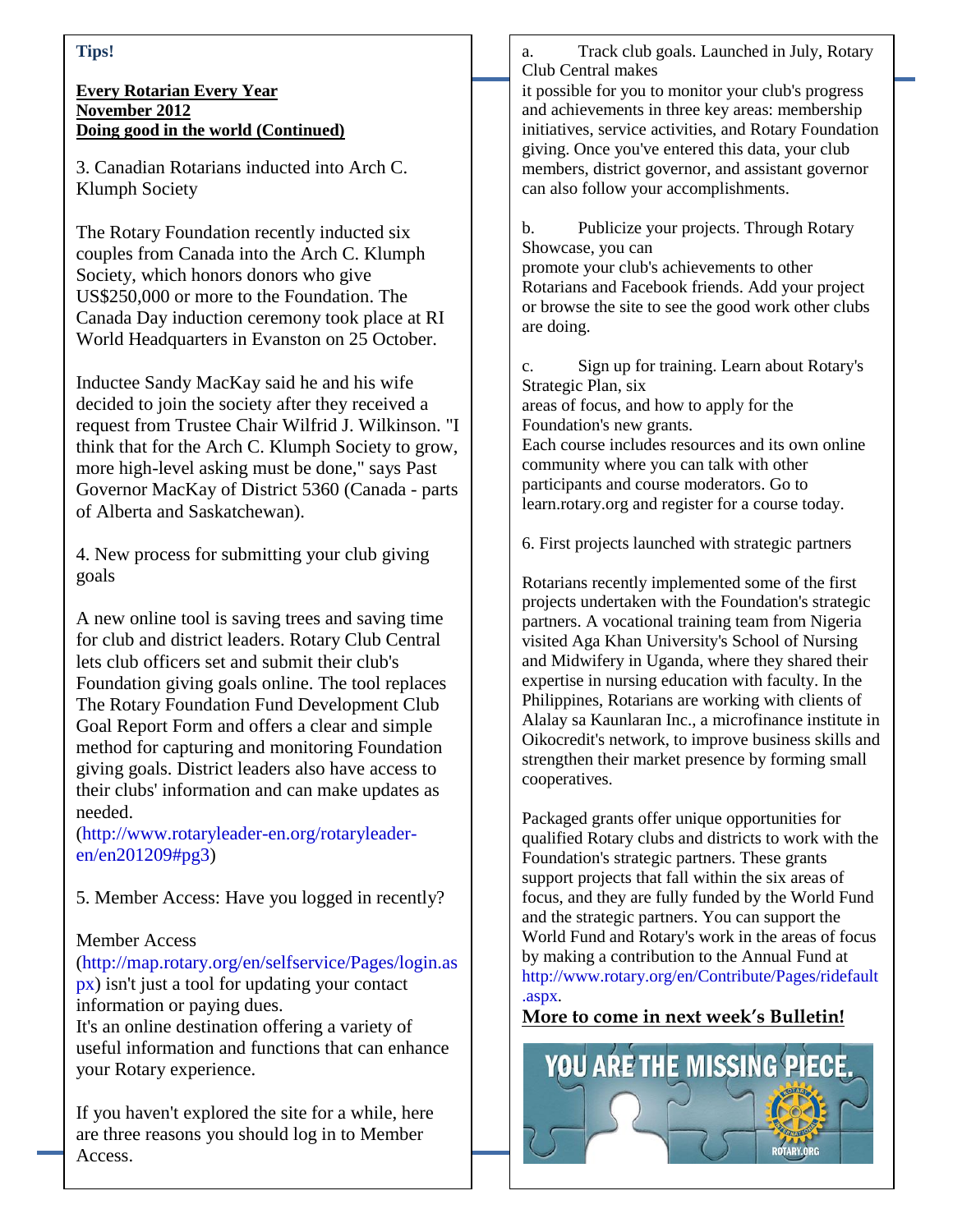**Tips!**

**Every Rotarian Every Year**
**November 2012**
**Doing good in the world (Continued)**

3. Canadian Rotarians inducted into Arch C. Klumph Society

The Rotary Foundation recently inducted six couples from Canada into the Arch C. Klumph Society, which honors donors who give US$250,000 or more to the Foundation. The Canada Day induction ceremony took place at RI World Headquarters in Evanston on 25 October.

Inductee Sandy MacKay said he and his wife decided to join the society after they received a request from Trustee Chair Wilfrid J. Wilkinson. "I think that for the Arch C. Klumph Society to grow, more high-level asking must be done," says Past Governor MacKay of District 5360 (Canada - parts of Alberta and Saskatchewan).

4. New process for submitting your club giving goals

A new online tool is saving trees and saving time for club and district leaders. Rotary Club Central lets club officers set and submit their club's Foundation giving goals online. The tool replaces The Rotary Foundation Fund Development Club Goal Report Form and offers a clear and simple method for capturing and monitoring Foundation giving goals. District leaders also have access to their clubs' information and can make updates as needed.
(http://www.rotaryleader-en.org/rotaryleader-en/en201209#pg3)

5. Member Access: Have you logged in recently?

Member Access (http://map.rotary.org/en/selfservice/Pages/login.aspx) isn't just a tool for updating your contact information or paying dues.
It's an online destination offering a variety of useful information and functions that can enhance your Rotary experience.

If you haven't explored the site for a while, here are three reasons you should log in to Member Access.

a. Track club goals. Launched in July, Rotary Club Central makes it possible for you to monitor your club's progress and achievements in three key areas: membership initiatives, service activities, and Rotary Foundation giving. Once you've entered this data, your club members, district governor, and assistant governor can also follow your accomplishments.

b. Publicize your projects. Through Rotary Showcase, you can promote your club's achievements to other Rotarians and Facebook friends. Add your project or browse the site to see the good work other clubs are doing.

c. Sign up for training. Learn about Rotary's Strategic Plan, six areas of focus, and how to apply for the Foundation's new grants.
Each course includes resources and its own online community where you can talk with other participants and course moderators. Go to learn.rotary.org and register for a course today.

6. First projects launched with strategic partners

Rotarians recently implemented some of the first projects undertaken with the Foundation's strategic partners. A vocational training team from Nigeria visited Aga Khan University's School of Nursing and Midwifery in Uganda, where they shared their expertise in nursing education with faculty. In the Philippines, Rotarians are working with clients of Alalay sa Kaunlaran Inc., a microfinance institute in Oikocredit's network, to improve business skills and strengthen their market presence by forming small cooperatives.

Packaged grants offer unique opportunities for qualified Rotary clubs and districts to work with the Foundation's strategic partners. These grants support projects that fall within the six areas of focus, and they are fully funded by the World Fund and the strategic partners. You can support the World Fund and Rotary's work in the areas of focus by making a contribution to the Annual Fund at http://www.rotary.org/en/Contribute/Pages/ridefault.aspx.

**More to come in next week's Bulletin!**

YOU ARE THE MISSING PIECE.
ROTARY.ORG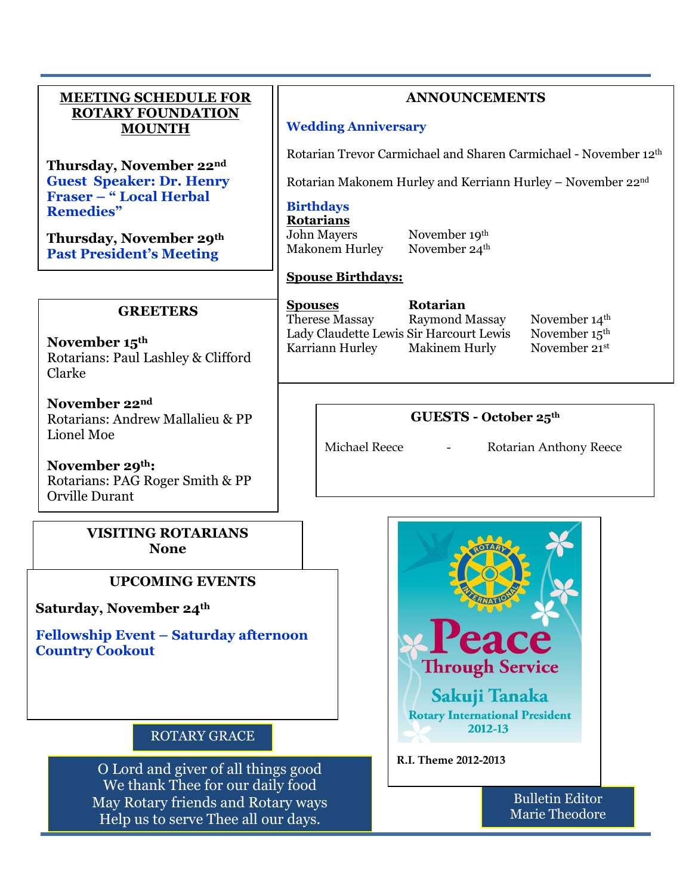## MEETING SCHEDULE FOR ROTARY FOUNDATION MOUNTH

**Thursday, November 22nd**
**Guest Speaker: Dr. Henry Fraser – " Local Herbal Remedies"**

**Thursday, November 29th**
**Past President's Meeting**

## GREETERS

**November 15th**
Rotarians: Paul Lashley & Clifford Clarke

**November 22nd**
Rotarians: Andrew Mallalieu & PP Lionel Moe

**November 29th:**
Rotarians: PAG Roger Smith & PP Orville Durant

## VISITING ROTARIANS

**None**

## UPCOMING EVENTS

**Saturday, November 24th**

**Fellowship Event – Saturday afternoon Country Cookout**

## ANNOUNCEMENTS

**Wedding Anniversary**

Rotarian Trevor Carmichael and Sharen Carmichael - November 12th

Rotarian Makonem Hurley and Kerriann Hurley – November 22nd

**Birthdays**

**Rotarians**

| | |
|---|---|
| John Mayers | November 19th |
| Makonem Hurley | November 24th |

**Spouse Birthdays:**

| Spouses | Rotarian | |
|---|---|---|
| Therese Massay | Raymond Massay | November 14th |
| Lady Claudette Lewis | Sir Harcourt Lewis | November 15th |
| Karriann Hurley | Makinem Hurly | November 21st |

## GUESTS - October 25th

Michael Reece - Rotarian Anthony Reece

Peace Through Service
Sakuji Tanaka
Rotary International President
2012-13

**R.I. Theme 2012-2013**

## ROTARY GRACE

O Lord and giver of all things good
We thank Thee for our daily food
May Rotary friends and Rotary ways
Help us to serve Thee all our days.

Bulletin Editor
Marie Theodore